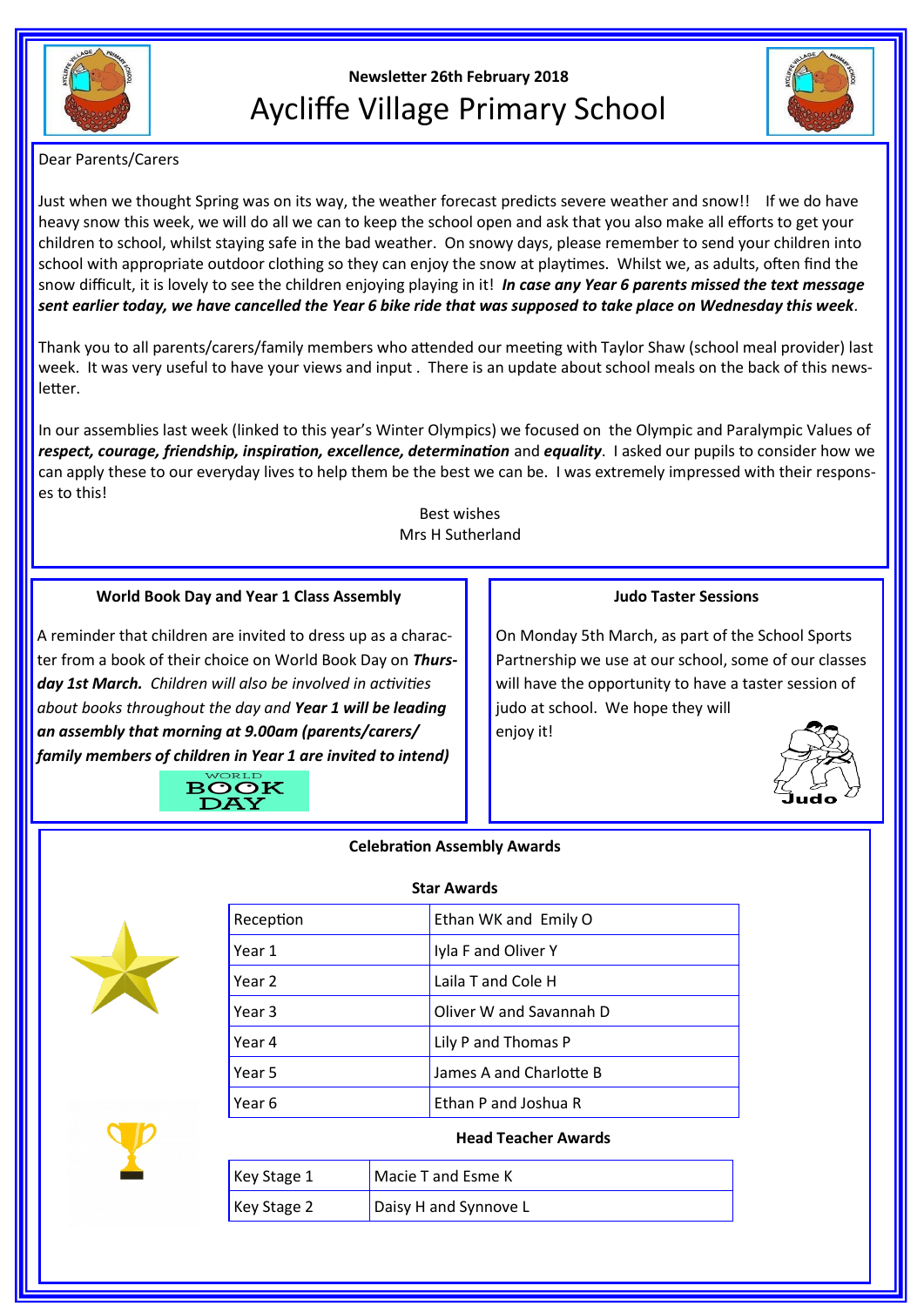Newsletter 26th February 2018

# Aycliffe Village Primary School

Dear Parents/Carers

Just when we thought Spring was on its way, the weather forecast predicts severe weather and snow!! If we do have heavy snow this week, we will do all we can to keep the school open and ask that you also make all efforts to get your children to school, whilst staying safe in the bad weather. On snowy days, please remember to send your children into school with appropriate outdoor clothing so they can enjoy the snow at playtimes. Whilst we, as adults, often find the snow difficult, it is lovely to see the children enjoying playing in it! ***In case any Year 6 parents missed the text message sent earlier today, we have cancelled the Year 6 bike ride that was supposed to take place on Wednesday this week***.

Thank you to all parents/carers/family members who attended our meeting with Taylor Shaw (school meal provider) last week. It was very useful to have your views and input . There is an update about school meals on the back of this newsletter.

In our assemblies last week (linked to this year's Winter Olympics) we focused on the Olympic and Paralympic Values of ***respect, courage, friendship, inspiration, excellence, determination*** and ***equality***. I asked our pupils to consider how we can apply these to our everyday lives to help them be the best we can be. I was extremely impressed with their responses to this!

Best wishes
Mrs H Sutherland

### World Book Day and Year 1 Class Assembly

A reminder that children are invited to dress up as a character from a book of their choice on World Book Day on ***Thursday 1st March.*** *Children will also be involved in activities about books throughout the day and **Year 1 will be leading an assembly that morning at 9.00am (parents/carers/ family members of children in Year 1 are invited to intend)***

### Judo Taster Sessions

On Monday 5th March, as part of the School Sports Partnership we use at our school, some of our classes will have the opportunity to have a taster session of judo at school. We hope they will enjoy it!

### Celebration Assembly Awards

**Star Awards**

| | |
|---|---|
| Reception | Ethan WK and Emily O |
| Year 1 | Iyla F and Oliver Y |
| Year 2 | Laila T and Cole H |
| Year 3 | Oliver W and Savannah D |
| Year 4 | Lily P and Thomas P |
| Year 5 | James A and Charlotte B |
| Year 6 | Ethan P and Joshua R |

**Head Teacher Awards**

| | |
|---|---|
| Key Stage 1 | Macie T and Esme K |
| Key Stage 2 | Daisy H and Synnove L |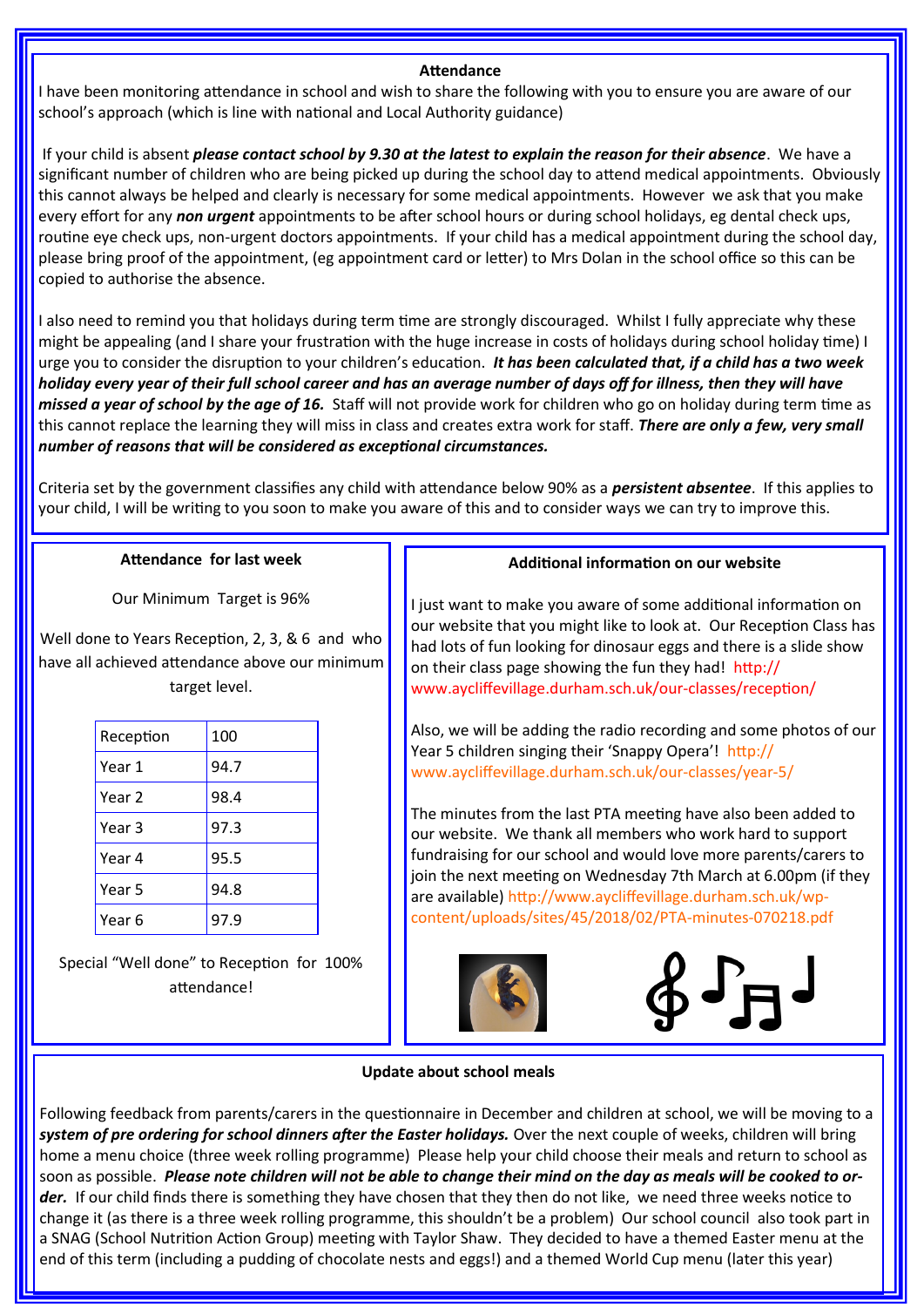### Attendance

I have been monitoring attendance in school and wish to share the following with you to ensure you are aware of our school's approach (which is line with national and Local Authority guidance)

If your child is absent ***please contact school by 9.30 at the latest to explain the reason for their absence***. We have a significant number of children who are being picked up during the school day to attend medical appointments. Obviously this cannot always be helped and clearly is necessary for some medical appointments. However we ask that you make every effort for any ***non urgent*** appointments to be after school hours or during school holidays, eg dental check ups, routine eye check ups, non-urgent doctors appointments. If your child has a medical appointment during the school day, please bring proof of the appointment, (eg appointment card or letter) to Mrs Dolan in the school office so this can be copied to authorise the absence.

I also need to remind you that holidays during term time are strongly discouraged. Whilst I fully appreciate why these might be appealing (and I share your frustration with the huge increase in costs of holidays during school holiday time) I urge you to consider the disruption to your children's education. ***It has been calculated that, if a child has a two week holiday every year of their full school career and has an average number of days off for illness, then they will have missed a year of school by the age of 16.*** Staff will not provide work for children who go on holiday during term time as this cannot replace the learning they will miss in class and creates extra work for staff. ***There are only a few, very small number of reasons that will be considered as exceptional circumstances.***

Criteria set by the government classifies any child with attendance below 90% as a ***persistent absentee***. If this applies to your child, I will be writing to you soon to make you aware of this and to consider ways we can try to improve this.

### Attendance for last week

Our Minimum Target is 96%

Well done to Years Reception, 2, 3, & 6 and who have all achieved attendance above our minimum target level.

| | |
|---|---|
| Reception | 100 |
| Year 1 | 94.7 |
| Year 2 | 98.4 |
| Year 3 | 97.3 |
| Year 4 | 95.5 |
| Year 5 | 94.8 |
| Year 6 | 97.9 |

Special "Well done" to Reception for 100% attendance!

### Additional information on our website

I just want to make you aware of some additional information on our website that you might like to look at. Our Reception Class has had lots of fun looking for dinosaur eggs and there is a slide show on their class page showing the fun they had! http://www.aycliffevillage.durham.sch.uk/our-classes/reception/

Also, we will be adding the radio recording and some photos of our Year 5 children singing their 'Snappy Opera'! http://www.aycliffevillage.durham.sch.uk/our-classes/year-5/

The minutes from the last PTA meeting have also been added to our website. We thank all members who work hard to support fundraising for our school and would love more parents/carers to join the next meeting on Wednesday 7th March at 6.00pm (if they are available) http://www.aycliffevillage.durham.sch.uk/wp-content/uploads/sites/45/2018/02/PTA-minutes-070218.pdf

### Update about school meals

Following feedback from parents/carers in the questionnaire in December and children at school, we will be moving to a ***system of pre ordering for school dinners after the Easter holidays.*** Over the next couple of weeks, children will bring home a menu choice (three week rolling programme) Please help your child choose their meals and return to school as soon as possible. ***Please note children will not be able to change their mind on the day as meals will be cooked to order.*** If our child finds there is something they have chosen that they then do not like, we need three weeks notice to change it (as there is a three week rolling programme, this shouldn't be a problem) Our school council also took part in a SNAG (School Nutrition Action Group) meeting with Taylor Shaw. They decided to have a themed Easter menu at the end of this term (including a pudding of chocolate nests and eggs!) and a themed World Cup menu (later this year)